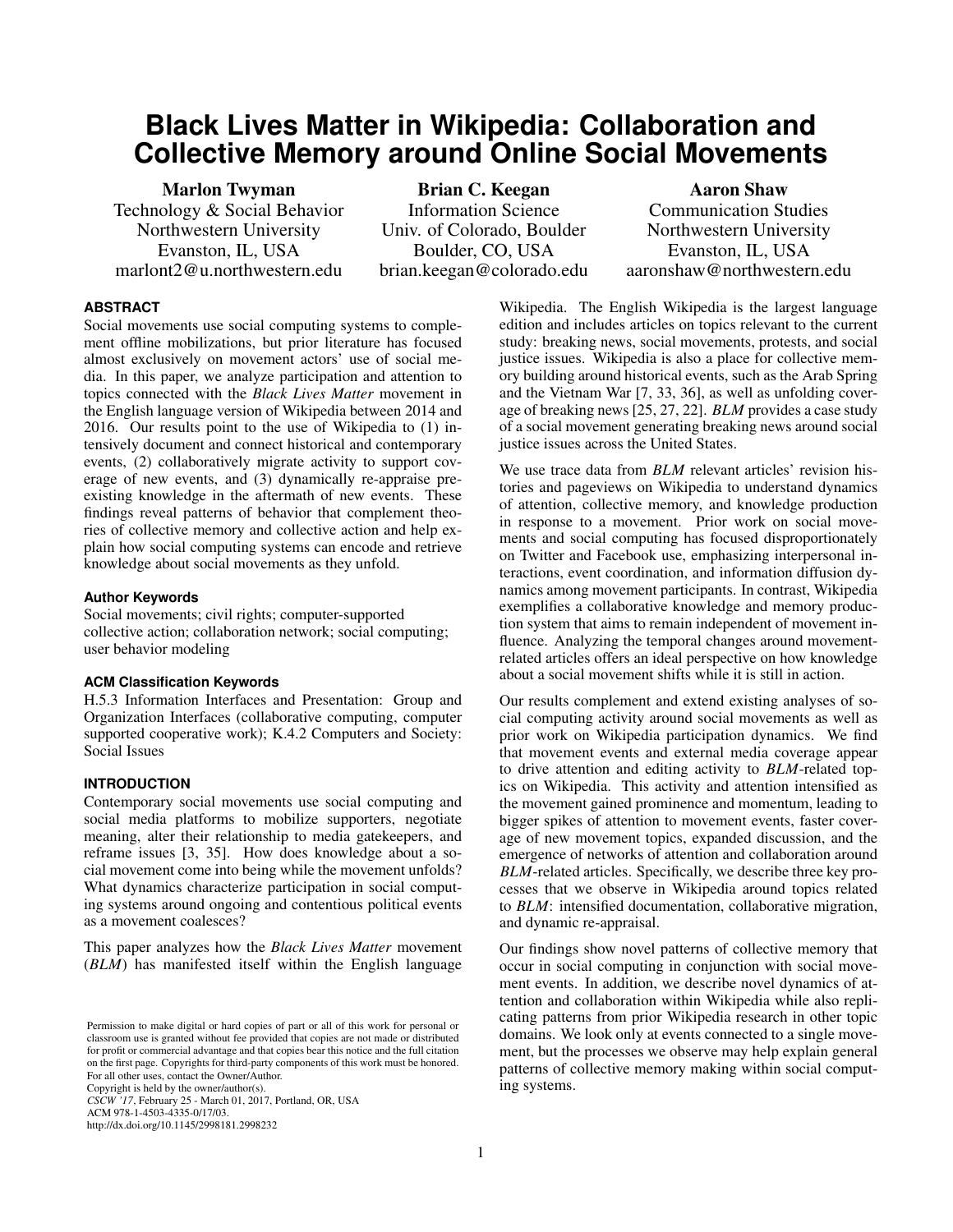# Black Lives Matter in Wikipedia: Collaboration and Collective Memory around Online Social Movements

**Marlon Twyman**
Technology & Social Behavior
Northwestern University
Evanston, IL, USA
marlont2@u.northwestern.edu

**Brian C. Keegan**
Information Science
Univ. of Colorado, Boulder
Boulder, CO, USA
brian.keegan@colorado.edu

**Aaron Shaw**
Communication Studies
Northwestern University
Evanston, IL, USA
aaronshaw@northwestern.edu

## ABSTRACT

Social movements use social computing systems to complement offline mobilizations, but prior literature has focused almost exclusively on movement actors' use of social media. In this paper, we analyze participation and attention to topics connected with the *Black Lives Matter* movement in the English language version of Wikipedia between 2014 and 2016. Our results point to the use of Wikipedia to (1) intensively document and connect historical and contemporary events, (2) collaboratively migrate activity to support coverage of new events, and (3) dynamically re-appraise preexisting knowledge in the aftermath of new events. These findings reveal patterns of behavior that complement theories of collective memory and collective action and help explain how social computing systems can encode and retrieve knowledge about social movements as they unfold.

### Author Keywords

Social movements; civil rights; computer-supported collective action; collaboration network; social computing; user behavior modeling

### ACM Classification Keywords

H.5.3 Information Interfaces and Presentation: Group and Organization Interfaces (collaborative computing, computer supported cooperative work); K.4.2 Computers and Society: Social Issues

## INTRODUCTION

Contemporary social movements use social computing and social media platforms to mobilize supporters, negotiate meaning, alter their relationship to media gatekeepers, and reframe issues [3, 35]. How does knowledge about a social movement come into being while the movement unfolds? What dynamics characterize participation in social computing systems around ongoing and contentious political events as a movement coalesces?

This paper analyzes how the *Black Lives Matter* movement (*BLM*) has manifested itself within the English language Wikipedia. The English Wikipedia is the largest language edition and includes articles on topics relevant to the current study: breaking news, social movements, protests, and social justice issues. Wikipedia is also a place for collective memory building around historical events, such as the Arab Spring and the Vietnam War [7, 33, 36], as well as unfolding coverage of breaking news [25, 27, 22]. *BLM* provides a case study of a social movement generating breaking news around social justice issues across the United States.

We use trace data from *BLM* relevant articles' revision histories and pageviews on Wikipedia to understand dynamics of attention, collective memory, and knowledge production in response to a movement. Prior work on social movements and social computing has focused disproportionately on Twitter and Facebook use, emphasizing interpersonal interactions, event coordination, and information diffusion dynamics among movement participants. In contrast, Wikipedia exemplifies a collaborative knowledge and memory production system that aims to remain independent of movement influence. Analyzing the temporal changes around movement-related articles offers an ideal perspective on how knowledge about a social movement shifts while it is still in action.

Our results complement and extend existing analyses of social computing activity around social movements as well as prior work on Wikipedia participation dynamics. We find that movement events and external media coverage appear to drive attention and editing activity to *BLM*-related topics on Wikipedia. This activity and attention intensified as the movement gained prominence and momentum, leading to bigger spikes of attention to movement events, faster coverage of new movement topics, expanded discussion, and the emergence of networks of attention and collaboration around *BLM*-related articles. Specifically, we describe three key processes that we observe in Wikipedia around topics related to *BLM*: intensified documentation, collaborative migration, and dynamic re-appraisal.

Our findings show novel patterns of collective memory that occur in social computing in conjunction with social movement events. In addition, we describe novel dynamics of attention and collaboration within Wikipedia while also replicating patterns from prior Wikipedia research in other topic domains. We look only at events connected to a single movement, but the processes we observe may help explain general patterns of collective memory making within social computing systems.

Permission to make digital or hard copies of part or all of this work for personal or classroom use is granted without fee provided that copies are not made or distributed for profit or commercial advantage and that copies bear this notice and the full citation on the first page. Copyrights for third-party components of this work must be honored. For all other uses, contact the Owner/Author.
Copyright is held by the owner/author(s).
*CSCW '17*, February 25 - March 01, 2017, Portland, OR, USA
ACM 978-1-4503-4335-0/17/03.
http://dx.doi.org/10.1145/2998181.2998232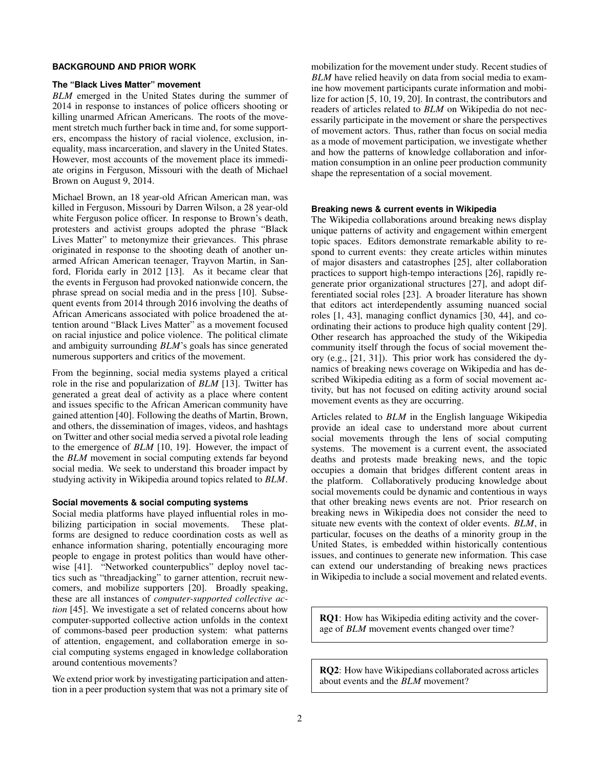## BACKGROUND AND PRIOR WORK

### The "Black Lives Matter" movement

*BLM* emerged in the United States during the summer of 2014 in response to instances of police officers shooting or killing unarmed African Americans. The roots of the movement stretch much further back in time and, for some supporters, encompass the history of racial violence, exclusion, inequality, mass incarceration, and slavery in the United States. However, most accounts of the movement place its immediate origins in Ferguson, Missouri with the death of Michael Brown on August 9, 2014.

Michael Brown, an 18 year-old African American man, was killed in Ferguson, Missouri by Darren Wilson, a 28 year-old white Ferguson police officer. In response to Brown's death, protesters and activist groups adopted the phrase "Black Lives Matter" to metonymize their grievances. This phrase originated in response to the shooting death of another unarmed African American teenager, Trayvon Martin, in Sanford, Florida early in 2012 [13]. As it became clear that the events in Ferguson had provoked nationwide concern, the phrase spread on social media and in the press [10]. Subsequent events from 2014 through 2016 involving the deaths of African Americans associated with police broadened the attention around "Black Lives Matter" as a movement focused on racial injustice and police violence. The political climate and ambiguity surrounding *BLM*'s goals has since generated numerous supporters and critics of the movement.

From the beginning, social media systems played a critical role in the rise and popularization of *BLM* [13]. Twitter has generated a great deal of activity as a place where content and issues specific to the African American community have gained attention [40]. Following the deaths of Martin, Brown, and others, the dissemination of images, videos, and hashtags on Twitter and other social media served a pivotal role leading to the emergence of *BLM* [10, 19]. However, the impact of the *BLM* movement in social computing extends far beyond social media. We seek to understand this broader impact by studying activity in Wikipedia around topics related to *BLM*.

### Social movements & social computing systems

Social media platforms have played influential roles in mobilizing participation in social movements. These platforms are designed to reduce coordination costs as well as enhance information sharing, potentially encouraging more people to engage in protest politics than would have otherwise [41]. "Networked counterpublics" deploy novel tactics such as "threadjacking" to garner attention, recruit newcomers, and mobilize supporters [20]. Broadly speaking, these are all instances of *computer-supported collective action* [45]. We investigate a set of related concerns about how computer-supported collective action unfolds in the context of commons-based peer production system: what patterns of attention, engagement, and collaboration emerge in social computing systems engaged in knowledge collaboration around contentious movements?

We extend prior work by investigating participation and attention in a peer production system that was not a primary site of mobilization for the movement under study. Recent studies of *BLM* have relied heavily on data from social media to examine how movement participants curate information and mobilize for action [5, 10, 19, 20]. In contrast, the contributors and readers of articles related to *BLM* on Wikipedia do not necessarily participate in the movement or share the perspectives of movement actors. Thus, rather than focus on social media as a mode of movement participation, we investigate whether and how the patterns of knowledge collaboration and information consumption in an online peer production community shape the representation of a social movement.

### Breaking news & current events in Wikipedia

The Wikipedia collaborations around breaking news display unique patterns of activity and engagement within emergent topic spaces. Editors demonstrate remarkable ability to respond to current events: they create articles within minutes of major disasters and catastrophes [25], alter collaboration practices to support high-tempo interactions [26], rapidly regenerate prior organizational structures [27], and adopt differentiated social roles [23]. A broader literature has shown that editors act interdependently assuming nuanced social roles [1, 43], managing conflict dynamics [30, 44], and coordinating their actions to produce high quality content [29]. Other research has approached the study of the Wikipedia community itself through the focus of social movement theory (e.g., [21, 31]). This prior work has considered the dynamics of breaking news coverage on Wikipedia and has described Wikipedia editing as a form of social movement activity, but has not focused on editing activity around social movement events as they are occurring.

Articles related to *BLM* in the English language Wikipedia provide an ideal case to understand more about current social movements through the lens of social computing systems. The movement is a current event, the associated deaths and protests made breaking news, and the topic occupies a domain that bridges different content areas in the platform. Collaboratively producing knowledge about social movements could be dynamic and contentious in ways that other breaking news events are not. Prior research on breaking news in Wikipedia does not consider the need to situate new events with the context of older events. *BLM*, in particular, focuses on the deaths of a minority group in the United States, is embedded within historically contentious issues, and continues to generate new information. This case can extend our understanding of breaking news practices in Wikipedia to include a social movement and related events.

> **RQ1**: How has Wikipedia editing activity and the coverage of *BLM* movement events changed over time?

> **RQ2**: How have Wikipedians collaborated across articles about events and the *BLM* movement?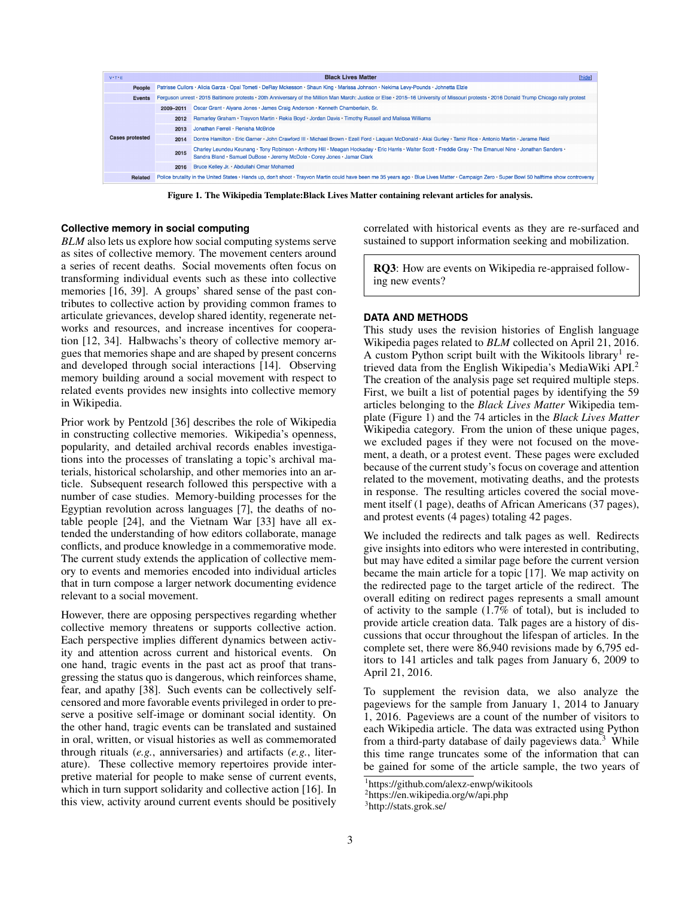| v·t·e | Black Lives Matter | | [hide] |
|---|---|---|---|
| People | Patrisse Cullors · Alicia Garza · Opal Tometi · DeRay Mckesson · Shaun King · Marissa Johnson · Nekima Levy-Pounds · Johnetta Elzie | | |
| Events | Ferguson unrest · 2015 Baltimore protests · 20th Anniversary of the Million Man March: Justice or Else · 2015–16 University of Missouri protests · 2016 Donald Trump Chicago rally protest | | |
| Cases protested | 2009–2011 | Oscar Grant · Aiyana Jones · James Craig Anderson · Kenneth Chamberlain, Sr. | |
| | 2012 | Ramarley Graham · Trayvon Martin · Rekia Boyd · Jordan Davis · Timothy Russell and Malissa Williams | |
| | 2013 | Jonathan Ferrell · Renisha McBride | |
| | 2014 | Dontre Hamilton · Eric Garner · John Crawford III · Michael Brown · Ezell Ford · Laquan McDonald · Akai Gurley · Tamir Rice · Antonio Martin · Jerame Reid | |
| | 2015 | Charley Leundeu Keunang · Tony Robinson · Anthony Hill · Meagan Hockaday · Eric Harris · Walter Scott · Freddie Gray · The Emanuel Nine · Jonathan Sanders · Sandra Bland · Samuel DuBose · Jeremy McDole · Corey Jones · Jamar Clark | |
| | 2016 | Bruce Kelley Jr. · Abdullahi Omar Mohamed | |
| Related | Police brutality in the United States · Hands up, don't shoot · Trayvon Martin could have been me 35 years ago · Blue Lives Matter · Campaign Zero · Super Bowl 50 halftime show controversy | | |

**Figure 1. The Wikipedia Template:Black Lives Matter containing relevant articles for analysis.**

### Collective memory in social computing

*BLM* also lets us explore how social computing systems serve as sites of collective memory. The movement centers around a series of recent deaths. Social movements often focus on transforming individual events such as these into collective memories [16, 39]. A groups' shared sense of the past contributes to collective action by providing common frames to articulate grievances, develop shared identity, regenerate networks and resources, and increase incentives for cooperation [12, 34]. Halbwachs's theory of collective memory argues that memories shape and are shaped by present concerns and developed through social interactions [14]. Observing memory building around a social movement with respect to related events provides new insights into collective memory in Wikipedia.

Prior work by Pentzold [36] describes the role of Wikipedia in constructing collective memories. Wikipedia's openness, popularity, and detailed archival records enables investigations into the processes of translating a topic's archival materials, historical scholarship, and other memories into an article. Subsequent research followed this perspective with a number of case studies. Memory-building processes for the Egyptian revolution across languages [7], the deaths of notable people [24], and the Vietnam War [33] have all extended the understanding of how editors collaborate, manage conflicts, and produce knowledge in a commemorative mode. The current study extends the application of collective memory to events and memories encoded into individual articles that in turn compose a larger network documenting evidence relevant to a social movement.

However, there are opposing perspectives regarding whether collective memory threatens or supports collective action. Each perspective implies different dynamics between activity and attention across current and historical events. On one hand, tragic events in the past act as proof that transgressing the status quo is dangerous, which reinforces shame, fear, and apathy [38]. Such events can be collectively self-censored and more favorable events privileged in order to preserve a positive self-image or dominant social identity. On the other hand, tragic events can be translated and sustained in oral, written, or visual histories as well as commemorated through rituals (*e.g.*, anniversaries) and artifacts (*e.g.*, literature). These collective memory repertoires provide interpretive material for people to make sense of current events, which in turn support solidarity and collective action [16]. In this view, activity around current events should be positively correlated with historical events as they are re-surfaced and sustained to support information seeking and mobilization.

> **RQ3**: How are events on Wikipedia re-appraised following new events?

## DATA AND METHODS

This study uses the revision histories of English language Wikipedia pages related to *BLM* collected on April 21, 2016. A custom Python script built with the Wikitools library[1] retrieved data from the English Wikipedia's MediaWiki API.[2] The creation of the analysis page set required multiple steps. First, we built a list of potential pages by identifying the 59 articles belonging to the *Black Lives Matter* Wikipedia template (Figure 1) and the 74 articles in the *Black Lives Matter* Wikipedia category. From the union of these unique pages, we excluded pages if they were not focused on the movement, a death, or a protest event. These pages were excluded because of the current study's focus on coverage and attention related to the movement, motivating deaths, and the protests in response. The resulting articles covered the social movement itself (1 page), deaths of African Americans (37 pages), and protest events (4 pages) totaling 42 pages.

We included the redirects and talk pages as well. Redirects give insights into editors who were interested in contributing, but may have edited a similar page before the current version became the main article for a topic [17]. We map activity on the redirected page to the target article of the redirect. The overall editing on redirect pages represents a small amount of activity to the sample (1.7% of total), but is included to provide article creation data. Talk pages are a history of discussions that occur throughout the lifespan of articles. In the complete set, there were 86,940 revisions made by 6,795 editors to 141 articles and talk pages from January 6, 2009 to April 21, 2016.

To supplement the revision data, we also analyze the pageviews for the sample from January 1, 2014 to January 1, 2016. Pageviews are a count of the number of visitors to each Wikipedia article. The data was extracted using Python from a third-party database of daily pageviews data.[3] While this time range truncates some of the information that can be gained for some of the article sample, the two years of

[1] https://github.com/alexz-enwp/wikitools
[2] https://en.wikipedia.org/w/api.php
[3] http://stats.grok.se/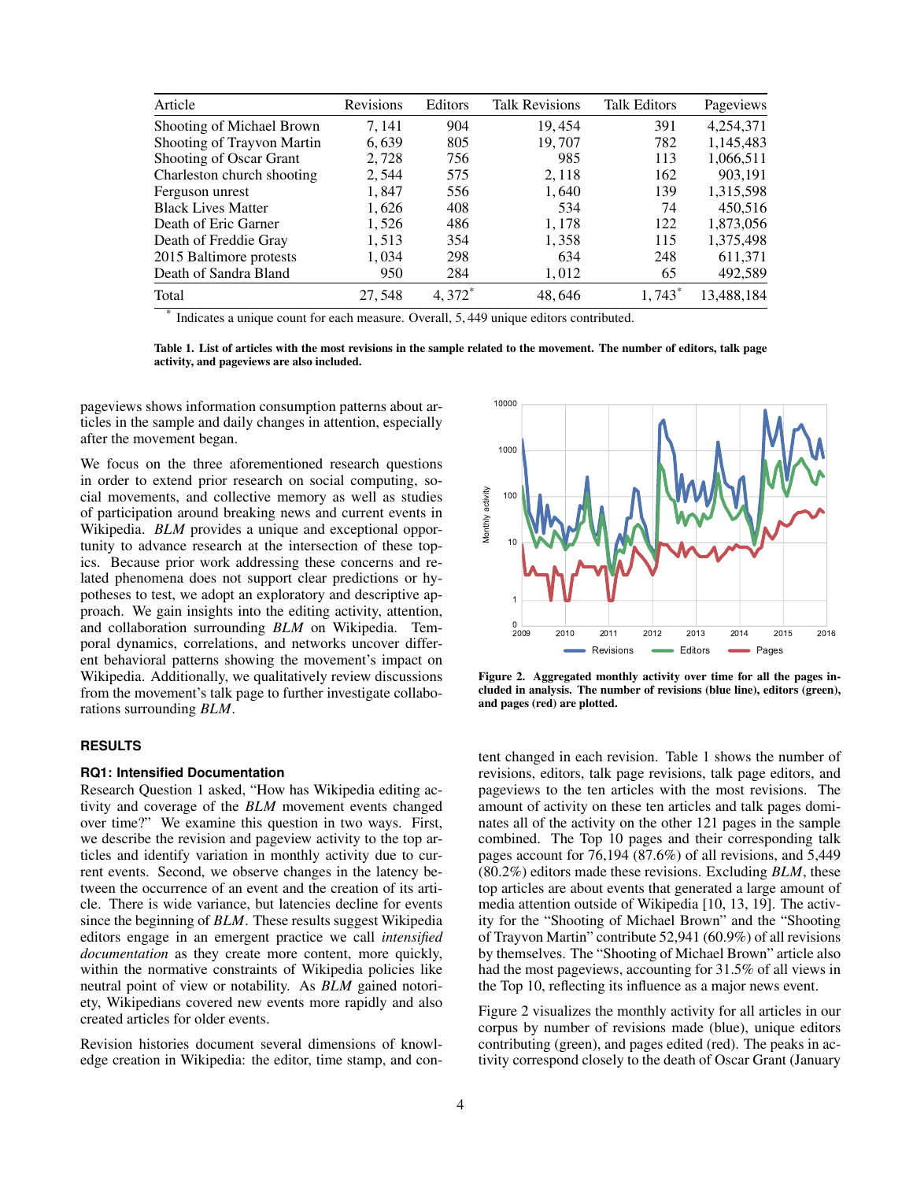| Article | Revisions | Editors | Talk Revisions | Talk Editors | Pageviews |
|---|---|---|---|---|---|
| Shooting of Michael Brown | 7,141 | 904 | 19,454 | 391 | 4,254,371 |
| Shooting of Trayvon Martin | 6,639 | 805 | 19,707 | 782 | 1,145,483 |
| Shooting of Oscar Grant | 2,728 | 756 | 985 | 113 | 1,066,511 |
| Charleston church shooting | 2,544 | 575 | 2,118 | 162 | 903,191 |
| Ferguson unrest | 1,847 | 556 | 1,640 | 139 | 1,315,598 |
| Black Lives Matter | 1,626 | 408 | 534 | 74 | 450,516 |
| Death of Eric Garner | 1,526 | 486 | 1,178 | 122 | 1,873,056 |
| Death of Freddie Gray | 1,513 | 354 | 1,358 | 115 | 1,375,498 |
| 2015 Baltimore protests | 1,034 | 298 | 634 | 248 | 611,371 |
| Death of Sandra Bland | 950 | 284 | 1,012 | 65 | 492,589 |
| Total | 27,548 | 4,372* | 48,646 | 1,743* | 13,488,184 |

* Indicates a unique count for each measure. Overall, 5,449 unique editors contributed.

**Table 1. List of articles with the most revisions in the sample related to the movement. The number of editors, talk page activity, and pageviews are also included.**

pageviews shows information consumption patterns about articles in the sample and daily changes in attention, especially after the movement began.

We focus on the three aforementioned research questions in order to extend prior research on social computing, social movements, and collective memory as well as studies of participation around breaking news and current events in Wikipedia. *BLM* provides a unique and exceptional opportunity to advance research at the intersection of these topics. Because prior work addressing these concerns and related phenomena does not support clear predictions or hypotheses to test, we adopt an exploratory and descriptive approach. We gain insights into the editing activity, attention, and collaboration surrounding *BLM* on Wikipedia. Temporal dynamics, correlations, and networks uncover different behavioral patterns showing the movement's impact on Wikipedia. Additionally, we qualitatively review discussions from the movement's talk page to further investigate collaborations surrounding *BLM*.

## RESULTS

### RQ1: Intensified Documentation

Research Question 1 asked, "How has Wikipedia editing activity and coverage of the *BLM* movement events changed over time?" We examine this question in two ways. First, we describe the revision and pageview activity to the top articles and identify variation in monthly activity due to current events. Second, we observe changes in the latency between the occurrence of an event and the creation of its article. There is wide variance, but latencies decline for events since the beginning of *BLM*. These results suggest Wikipedia editors engage in an emergent practice we call *intensified documentation* as they create more content, more quickly, within the normative constraints of Wikipedia policies like neutral point of view or notability. As *BLM* gained notoriety, Wikipedians covered new events more rapidly and also created articles for older events.

Revision histories document several dimensions of knowledge creation in Wikipedia: the editor, time stamp, and content changed in each revision. Table 1 shows the number of revisions, editors, talk page revisions, talk page editors, and pageviews to the ten articles with the most revisions. The amount of activity on these ten articles and talk pages dominates all of the activity on the other 121 pages in the sample combined. The Top 10 pages and their corresponding talk pages account for 76,194 (87.6%) of all revisions, and 5,449 (80.2%) editors made these revisions. Excluding *BLM*, these top articles are about events that generated a large amount of media attention outside of Wikipedia [10, 13, 19]. The activity for the "Shooting of Michael Brown" and the "Shooting of Trayvon Martin" contribute 52,941 (60.9%) of all revisions by themselves. The "Shooting of Michael Brown" article also had the most pageviews, accounting for 31.5% of all views in the Top 10, reflecting its influence as a major news event.

10000
1000
100
10
1
0
Monthly activity
2009 2010 2011 2012 2013 2014 2015 2016
Revisions Editors Pages

**Figure 2. Aggregated monthly activity over time for all the pages included in analysis. The number of revisions (blue line), editors (green), and pages (red) are plotted.**

Figure 2 visualizes the monthly activity for all articles in our corpus by number of revisions made (blue), unique editors contributing (green), and pages edited (red). The peaks in activity correspond closely to the death of Oscar Grant (January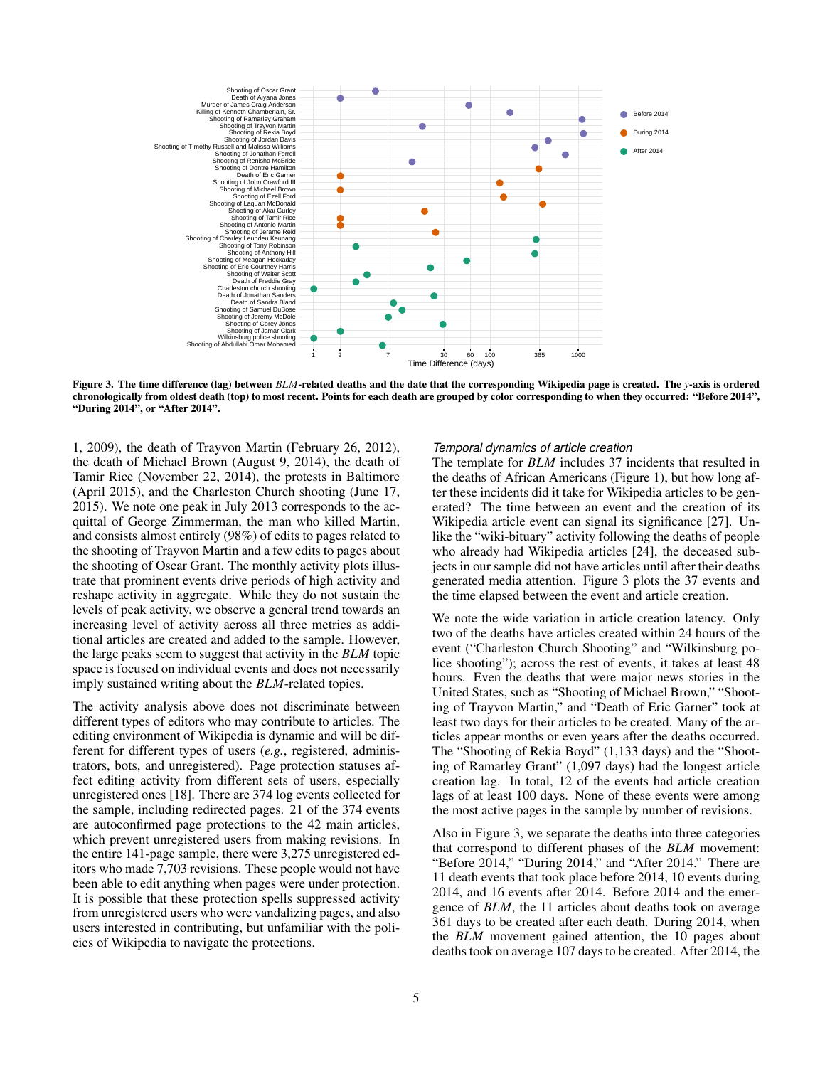Figure 3. The time difference (lag) between *BLM*-related deaths and the date that the corresponding Wikipedia page is created. The *y*-axis is ordered chronologically from oldest death (top) to most recent. Points for each death are grouped by color corresponding to when they occurred: "Before 2014", "During 2014", or "After 2014".

1, 2009), the death of Trayvon Martin (February 26, 2012), the death of Michael Brown (August 9, 2014), the death of Tamir Rice (November 22, 2014), the protests in Baltimore (April 2015), and the Charleston Church shooting (June 17, 2015). We note one peak in July 2013 corresponds to the acquittal of George Zimmerman, the man who killed Martin, and consists almost entirely (98%) of edits to pages related to the shooting of Trayvon Martin and a few edits to pages about the shooting of Oscar Grant. The monthly activity plots illustrate that prominent events drive periods of high activity and reshape activity in aggregate. While they do not sustain the levels of peak activity, we observe a general trend towards an increasing level of activity across all three metrics as additional articles are created and added to the sample. However, the large peaks seem to suggest that activity in the *BLM* topic space is focused on individual events and does not necessarily imply sustained writing about the *BLM*-related topics.

The activity analysis above does not discriminate between different types of editors who may contribute to articles. The editing environment of Wikipedia is dynamic and will be different for different types of users (*e.g.*, registered, administrators, bots, and unregistered). Page protection statuses affect editing activity from different sets of users, especially unregistered ones [18]. There are 374 log events collected for the sample, including redirected pages. 21 of the 374 events are autoconfirmed page protections to the 42 main articles, which prevent unregistered users from making revisions. In the entire 141-page sample, there were 3,275 unregistered editors who made 7,703 revisions. These people would not have been able to edit anything when pages were under protection. It is possible that these protection spells suppressed activity from unregistered users who were vandalizing pages, and also users interested in contributing, but unfamiliar with the policies of Wikipedia to navigate the protections.

### *Temporal dynamics of article creation*

The template for *BLM* includes 37 incidents that resulted in the deaths of African Americans (Figure 1), but how long after these incidents did it take for Wikipedia articles to be generated? The time between an event and the creation of its Wikipedia article event can signal its significance [27]. Unlike the "wiki-bituary" activity following the deaths of people who already had Wikipedia articles [24], the deceased subjects in our sample did not have articles until after their deaths generated media attention. Figure 3 plots the 37 events and the time elapsed between the event and article creation.

We note the wide variation in article creation latency. Only two of the deaths have articles created within 24 hours of the event ("Charleston Church Shooting" and "Wilkinsburg police shooting"); across the rest of events, it takes at least 48 hours. Even the deaths that were major news stories in the United States, such as "Shooting of Michael Brown," "Shooting of Trayvon Martin," and "Death of Eric Garner" took at least two days for their articles to be created. Many of the articles appear months or even years after the deaths occurred. The "Shooting of Rekia Boyd" (1,133 days) and the "Shooting of Ramarley Grant" (1,097 days) had the longest article creation lag. In total, 12 of the events had article creation lags of at least 100 days. None of these events were among the most active pages in the sample by number of revisions.

Also in Figure 3, we separate the deaths into three categories that correspond to different phases of the *BLM* movement: "Before 2014," "During 2014," and "After 2014." There are 11 death events that took place before 2014, 10 events during 2014, and 16 events after 2014. Before 2014 and the emergence of *BLM*, the 11 articles about deaths took on average 361 days to be created after each death. During 2014, when the *BLM* movement gained attention, the 10 pages about deaths took on average 107 days to be created. After 2014, the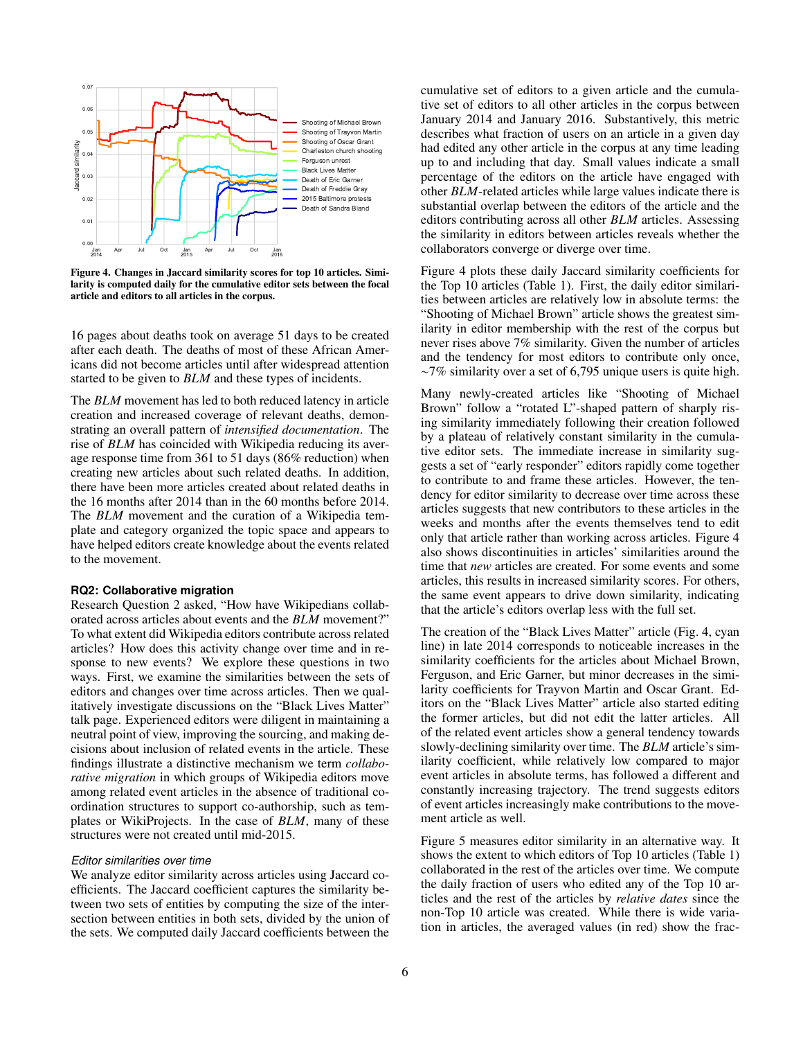0.07
0.06
0.05
0.04
0.03
0.02
0.01
0.00
Jaccard similarity
Jan 2014
Apr
Jul
Oct
Jan 2015
Apr
Jul
Oct
Jan 2016

Shooting of Michael Brown
Shooting of Trayvon Martin
Shooting of Oscar Grant
Charleston church shooting
Ferguson unrest
Black Lives Matter
Death of Eric Garner
Death of Freddie Gray
2015 Baltimore protests
Death of Sandra Bland

**Figure 4. Changes in Jaccard similarity scores for top 10 articles. Similarity is computed daily for the cumulative editor sets between the focal article and editors to all articles in the corpus.**

16 pages about deaths took on average 51 days to be created after each death. The deaths of most of these African Americans did not become articles until after widespread attention started to be given to *BLM* and these types of incidents.

The *BLM* movement has led to both reduced latency in article creation and increased coverage of relevant deaths, demonstrating an overall pattern of *intensified documentation*. The rise of *BLM* has coincided with Wikipedia reducing its average response time from 361 to 51 days (86% reduction) when creating new articles about such related deaths. In addition, there have been more articles created about related deaths in the 16 months after 2014 than in the 60 months before 2014. The *BLM* movement and the curation of a Wikipedia template and category organized the topic space and appears to have helped editors create knowledge about the events related to the movement.

## RQ2: Collaborative migration

Research Question 2 asked, "How have Wikipedians collaborated across articles about events and the *BLM* movement?" To what extent did Wikipedia editors contribute across related articles? How does this activity change over time and in response to new events? We explore these questions in two ways. First, we examine the similarities between the sets of editors and changes over time across articles. Then we qualitatively investigate discussions on the "Black Lives Matter" talk page. Experienced editors were diligent in maintaining a neutral point of view, improving the sourcing, and making decisions about inclusion of related events in the article. These findings illustrate a distinctive mechanism we term *collaborative migration* in which groups of Wikipedia editors move among related event articles in the absence of traditional coordination structures to support co-authorship, such as templates or WikiProjects. In the case of *BLM*, many of these structures were not created until mid-2015.

### *Editor similarities over time*

We analyze editor similarity across articles using Jaccard coefficients. The Jaccard coefficient captures the similarity between two sets of entities by computing the size of the intersection between entities in both sets, divided by the union of the sets. We computed daily Jaccard coefficients between the cumulative set of editors to a given article and the cumulative set of editors to all other articles in the corpus between January 2014 and January 2016. Substantively, this metric describes what fraction of users on an article in a given day had edited any other article in the corpus at any time leading up to and including that day. Small values indicate a small percentage of the editors on the article have engaged with other *BLM*-related articles while large values indicate there is substantial overlap between the editors of the article and the editors contributing across all other *BLM* articles. Assessing the similarity in editors between articles reveals whether the collaborators converge or diverge over time.

Figure 4 plots these daily Jaccard similarity coefficients for the Top 10 articles (Table 1). First, the daily editor similarities between articles are relatively low in absolute terms: the "Shooting of Michael Brown" article shows the greatest similarity in editor membership with the rest of the corpus but never rises above 7% similarity. Given the number of articles and the tendency for most editors to contribute only once, ∼7% similarity over a set of 6,795 unique users is quite high.

Many newly-created articles like "Shooting of Michael Brown" follow a "rotated L"-shaped pattern of sharply rising similarity immediately following their creation followed by a plateau of relatively constant similarity in the cumulative editor sets. The immediate increase in similarity suggests a set of "early responder" editors rapidly come together to contribute to and frame these articles. However, the tendency for editor similarity to decrease over time across these articles suggests that new contributors to these articles in the weeks and months after the events themselves tend to edit only that article rather than working across articles. Figure 4 also shows discontinuities in articles' similarities around the time that *new* articles are created. For some events and some articles, this results in increased similarity scores. For others, the same event appears to drive down similarity, indicating that the article's editors overlap less with the full set.

The creation of the "Black Lives Matter" article (Fig. 4, cyan line) in late 2014 corresponds to noticeable increases in the similarity coefficients for the articles about Michael Brown, Ferguson, and Eric Garner, but minor decreases in the similarity coefficients for Trayvon Martin and Oscar Grant. Editors on the "Black Lives Matter" article also started editing the former articles, but did not edit the latter articles. All of the related event articles show a general tendency towards slowly-declining similarity over time. The *BLM* article's similarity coefficient, while relatively low compared to major event articles in absolute terms, has followed a different and constantly increasing trajectory. The trend suggests editors of event articles increasingly make contributions to the movement article as well.

Figure 5 measures editor similarity in an alternative way. It shows the extent to which editors of Top 10 articles (Table 1) collaborated in the rest of the articles over time. We compute the daily fraction of users who edited any of the Top 10 articles and the rest of the articles by *relative dates* since the non-Top 10 article was created. While there is wide variation in articles, the averaged values (in red) show the frac-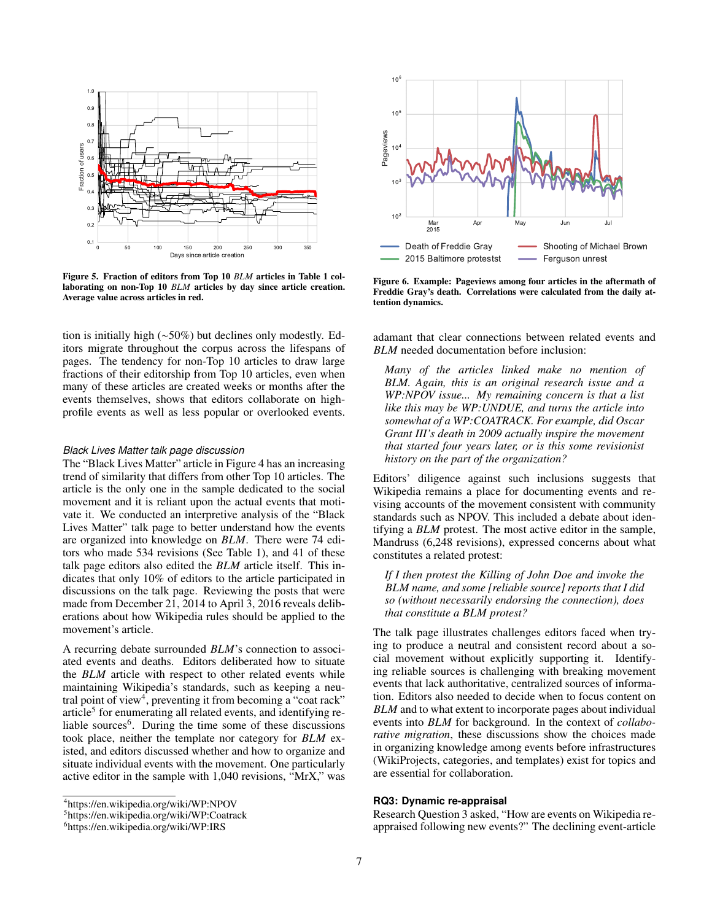Figure 5. Fraction of editors from Top 10 *BLM* articles in Table 1 collaborating on non-Top 10 *BLM* articles by day since article creation. Average value across articles in red.

Figure 6. Example: Pageviews among four articles in the aftermath of Freddie Gray's death. Correlations were calculated from the daily attention dynamics.

tion is initially high (~50%) but declines only modestly. Editors migrate throughout the corpus across the lifespans of pages. The tendency for non-Top 10 articles to draw large fractions of their editorship from Top 10 articles, even when many of these articles are created weeks or months after the events themselves, shows that editors collaborate on high-profile events as well as less popular or overlooked events.

### Black Lives Matter talk page discussion

The "Black Lives Matter" article in Figure 4 has an increasing trend of similarity that differs from other Top 10 articles. The article is the only one in the sample dedicated to the social movement and it is reliant upon the actual events that motivate it. We conducted an interpretive analysis of the "Black Lives Matter" talk page to better understand how the events are organized into knowledge on *BLM*. There were 74 editors who made 534 revisions (See Table 1), and 41 of these talk page editors also edited the *BLM* article itself. This indicates that only 10% of editors to the article participated in discussions on the talk page. Reviewing the posts that were made from December 21, 2014 to April 3, 2016 reveals deliberations about how Wikipedia rules should be applied to the movement's article.

A recurring debate surrounded *BLM*'s connection to associated events and deaths. Editors deliberated how to situate the *BLM* article with respect to other related events while maintaining Wikipedia's standards, such as keeping a neutral point of view[4], preventing it from becoming a "coat rack" article[5] for enumerating all related events, and identifying reliable sources[6]. During the time some of these discussions took place, neither the template nor category for *BLM* existed, and editors discussed whether and how to organize and situate individual events with the movement. One particularly active editor in the sample with 1,040 revisions, "MrX," was adamant that clear connections between related events and *BLM* needed documentation before inclusion:

> *Many of the articles linked make no mention of BLM. Again, this is an original research issue and a WP:NPOV issue... My remaining concern is that a list like this may be WP:UNDUE, and turns the article into somewhat of a WP:COATRACK. For example, did Oscar Grant III's death in 2009 actually inspire the movement that started four years later, or is this some revisionist history on the part of the organization?*

Editors' diligence against such inclusions suggests that Wikipedia remains a place for documenting events and revising accounts of the movement consistent with community standards such as NPOV. This included a debate about identifying a *BLM* protest. The most active editor in the sample, Mandruss (6,248 revisions), expressed concerns about what constitutes a related protest:

> *If I then protest the Killing of John Doe and invoke the BLM name, and some [reliable source] reports that I did so (without necessarily endorsing the connection), does that constitute a BLM protest?*

The talk page illustrates challenges editors faced when trying to produce a neutral and consistent record about a social movement without explicitly supporting it. Identifying reliable sources is challenging with breaking movement events that lack authoritative, centralized sources of information. Editors also needed to decide when to focus content on *BLM* and to what extent to incorporate pages about individual events into *BLM* for background. In the context of *collaborative migration*, these discussions show the choices made in organizing knowledge among events before infrastructures (WikiProjects, categories, and templates) exist for topics and are essential for collaboration.

### RQ3: Dynamic re-appraisal

Research Question 3 asked, "How are events on Wikipedia re-appraised following new events?" The declining event-article

[4] https://en.wikipedia.org/wiki/WP:NPOV
[5] https://en.wikipedia.org/wiki/WP:Coatrack
[6] https://en.wikipedia.org/wiki/WP:IRS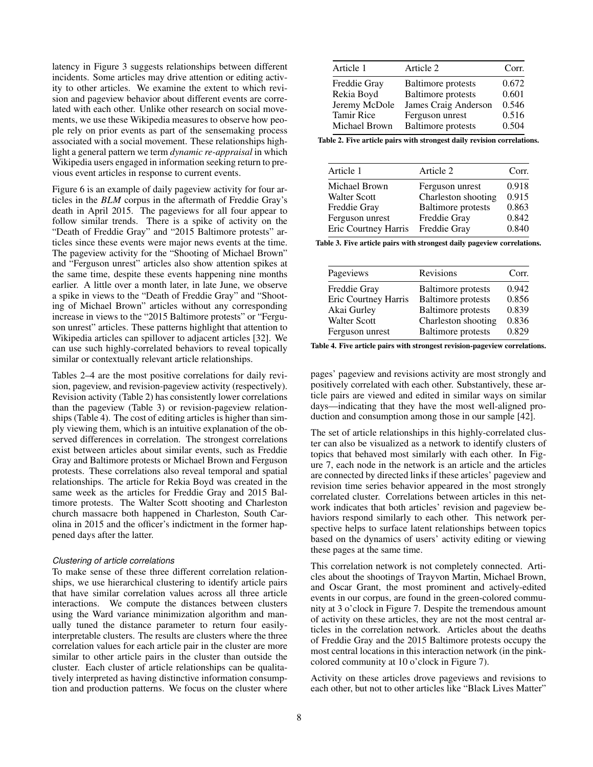latency in Figure 3 suggests relationships between different incidents. Some articles may drive attention or editing activity to other articles. We examine the extent to which revision and pageview behavior about different events are correlated with each other. Unlike other research on social movements, we use these Wikipedia measures to observe how people rely on prior events as part of the sensemaking process associated with a social movement. These relationships highlight a general pattern we term *dynamic re-appraisal* in which Wikipedia users engaged in information seeking return to previous event articles in response to current events.

Figure 6 is an example of daily pageview activity for four articles in the *BLM* corpus in the aftermath of Freddie Gray's death in April 2015. The pageviews for all four appear to follow similar trends. There is a spike of activity on the "Death of Freddie Gray" and "2015 Baltimore protests" articles since these events were major news events at the time. The pageview activity for the "Shooting of Michael Brown" and "Ferguson unrest" articles also show attention spikes at the same time, despite these events happening nine months earlier. A little over a month later, in late June, we observe a spike in views to the "Death of Freddie Gray" and "Shooting of Michael Brown" articles without any corresponding increase in views to the "2015 Baltimore protests" or "Ferguson unrest" articles. These patterns highlight that attention to Wikipedia articles can spillover to adjacent articles [32]. We can use such highly-correlated behaviors to reveal topically similar or contextually relevant article relationships.

Tables 2–4 are the most positive correlations for daily revision, pageview, and revision-pageview activity (respectively). Revision activity (Table 2) has consistently lower correlations than the pageview (Table 3) or revision-pageview relationships (Table 4). The cost of editing articles is higher than simply viewing them, which is an intuitive explanation of the observed differences in correlation. The strongest correlations exist between articles about similar events, such as Freddie Gray and Baltimore protests or Michael Brown and Ferguson protests. These correlations also reveal temporal and spatial relationships. The article for Rekia Boyd was created in the same week as the articles for Freddie Gray and 2015 Baltimore protests. The Walter Scott shooting and Charleston church massacre both happened in Charleston, South Carolina in 2015 and the officer's indictment in the former happened days after the latter.

### *Clustering of article correlations*

To make sense of these three different correlation relationships, we use hierarchical clustering to identify article pairs that have similar correlation values across all three article interactions. We compute the distances between clusters using the Ward variance minimization algorithm and manually tuned the distance parameter to return four easily-interpretable clusters. The results are clusters where the three correlation values for each article pair in the cluster are more similar to other article pairs in the cluster than outside the cluster. Each cluster of article relationships can be qualitatively interpreted as having distinctive information consumption and production patterns. We focus on the cluster where pages' pageview and revisions activity are most strongly and positively correlated with each other. Substantively, these article pairs are viewed and edited in similar ways on similar days—indicating that they have the most well-aligned production and consumption among those in our sample [42].

| Article 1 | Article 2 | Corr. |
|---|---|---|
| Freddie Gray | Baltimore protests | 0.672 |
| Rekia Boyd | Baltimore protests | 0.601 |
| Jeremy McDole | James Craig Anderson | 0.546 |
| Tamir Rice | Ferguson unrest | 0.516 |
| Michael Brown | Baltimore protests | 0.504 |

**Table 2. Five article pairs with strongest daily revision correlations.**

| Article 1 | Article 2 | Corr. |
|---|---|---|
| Michael Brown | Ferguson unrest | 0.918 |
| Walter Scott | Charleston shooting | 0.915 |
| Freddie Gray | Baltimore protests | 0.863 |
| Ferguson unrest | Freddie Gray | 0.842 |
| Eric Courtney Harris | Freddie Gray | 0.840 |

**Table 3. Five article pairs with strongest daily pageview correlations.**

| Pageviews | Revisions | Corr. |
|---|---|---|
| Freddie Gray | Baltimore protests | 0.942 |
| Eric Courtney Harris | Baltimore protests | 0.856 |
| Akai Gurley | Baltimore protests | 0.839 |
| Walter Scott | Charleston shooting | 0.836 |
| Ferguson unrest | Baltimore protests | 0.829 |

**Table 4. Five article pairs with strongest revision-pageview correlations.**

The set of article relationships in this highly-correlated cluster can also be visualized as a network to identify clusters of topics that behaved most similarly with each other. In Figure 7, each node in the network is an article and the articles are connected by directed links if these articles' pageview and revision time series behavior appeared in the most strongly correlated cluster. Correlations between articles in this network indicates that both articles' revision and pageview behaviors respond similarly to each other. This network perspective helps to surface latent relationships between topics based on the dynamics of users' activity editing or viewing these pages at the same time.

This correlation network is not completely connected. Articles about the shootings of Trayvon Martin, Michael Brown, and Oscar Grant, the most prominent and actively-edited events in our corpus, are found in the green-colored community at 3 o'clock in Figure 7. Despite the tremendous amount of activity on these articles, they are not the most central articles in the correlation network. Articles about the deaths of Freddie Gray and the 2015 Baltimore protests occupy the most central locations in this interaction network (in the pink-colored community at 10 o'clock in Figure 7).

Activity on these articles drove pageviews and revisions to each other, but not to other articles like "Black Lives Matter"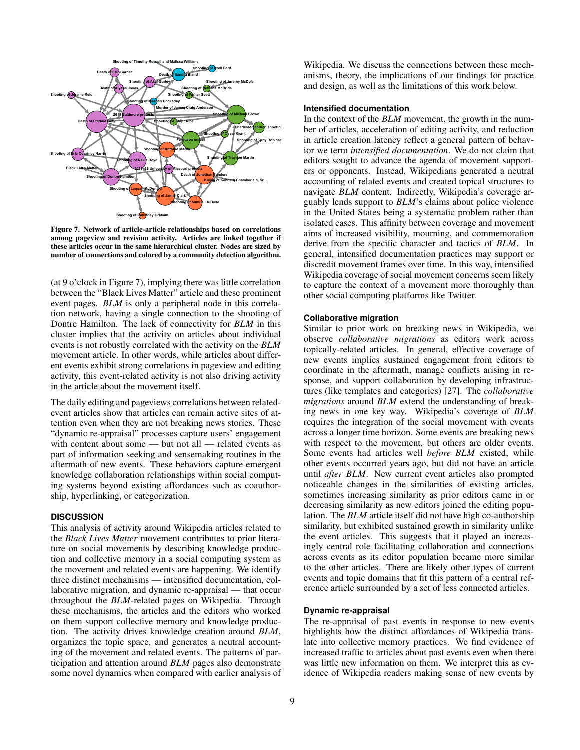Figure 7. Network of article-article relationships based on correlations among pageview and revision activity. Articles are linked together if these articles occur in the same hierarchical cluster. Nodes are sized by number of connections and colored by a community detection algorithm.

(at 9 o'clock in Figure 7), implying there was little correlation between the "Black Lives Matter" article and these prominent event pages. *BLM* is only a peripheral node in this correlation network, having a single connection to the shooting of Dontre Hamilton. The lack of connectivity for *BLM* in this cluster implies that the activity on articles about individual events is not robustly correlated with the activity on the *BLM* movement article. In other words, while articles about different events exhibit strong correlations in pageview and editing activity, this event-related activity is not also driving activity in the article about the movement itself.

The daily editing and pageviews correlations between related-event articles show that articles can remain active sites of attention even when they are not breaking news stories. These "dynamic re-appraisal" processes capture users' engagement with content about some — but not all — related events as part of information seeking and sensemaking routines in the aftermath of new events. These behaviors capture emergent knowledge collaboration relationships within social computing systems beyond existing affordances such as coauthorship, hyperlinking, or categorization.

## DISCUSSION

This analysis of activity around Wikipedia articles related to the *Black Lives Matter* movement contributes to prior literature on social movements by describing knowledge production and collective memory in a social computing system as the movement and related events are happening. We identify three distinct mechanisms — intensified documentation, collaborative migration, and dynamic re-appraisal — that occur throughout the *BLM*-related pages on Wikipedia. Through these mechanisms, the articles and the editors who worked on them support collective memory and knowledge production. The activity drives knowledge creation around *BLM*, organizes the topic space, and generates a neutral accounting of the movement and related events. The patterns of participation and attention around *BLM* pages also demonstrate some novel dynamics when compared with earlier analysis of Wikipedia. We discuss the connections between these mechanisms, theory, the implications of our findings for practice and design, as well as the limitations of this work below.

### Intensified documentation

In the context of the *BLM* movement, the growth in the number of articles, acceleration of editing activity, and reduction in article creation latency reflect a general pattern of behavior we term *intensified documentation*. We do not claim that editors sought to advance the agenda of movement supporters or opponents. Instead, Wikipedians generated a neutral accounting of related events and created topical structures to navigate *BLM* content. Indirectly, Wikipedia's coverage arguably lends support to *BLM*'s claims about police violence in the United States being a systematic problem rather than isolated cases. This affinity between coverage and movement aims of increased visibility, mourning, and commemoration derive from the specific character and tactics of *BLM*. In general, intensified documentation practices may support or discredit movement frames over time. In this way, intensified Wikipedia coverage of social movement concerns seem likely to capture the context of a movement more thoroughly than other social computing platforms like Twitter.

### Collaborative migration

Similar to prior work on breaking news in Wikipedia, we observe *collaborative migrations* as editors work across topically-related articles. In general, effective coverage of new events implies sustained engagement from editors to coordinate in the aftermath, manage conflicts arising in response, and support collaboration by developing infrastructures (like templates and categories) [27]. The *collaborative migrations* around *BLM* extend the understanding of breaking news in one key way. Wikipedia's coverage of *BLM* requires the integration of the social movement with events across a longer time horizon. Some events are breaking news with respect to the movement, but others are older events. Some events had articles well *before BLM* existed, while other events occurred years ago, but did not have an article until *after BLM*. New current event articles also prompted noticeable changes in the similarities of existing articles, sometimes increasing similarity as prior editors came in or decreasing similarity as new editors joined the editing population. The *BLM* article itself did not have high co-authorship similarity, but exhibited sustained growth in similarity unlike the event articles. This suggests that it played an increasingly central role facilitating collaboration and connections across events as its editor population became more similar to the other articles. There are likely other types of current events and topic domains that fit this pattern of a central reference article surrounded by a set of less connected articles.

### Dynamic re-appraisal

The re-appraisal of past events in response to new events highlights how the distinct affordances of Wikipedia translate into collective memory practices. We find evidence of increased traffic to articles about past events even when there was little new information on them. We interpret this as evidence of Wikipedia readers making sense of new events by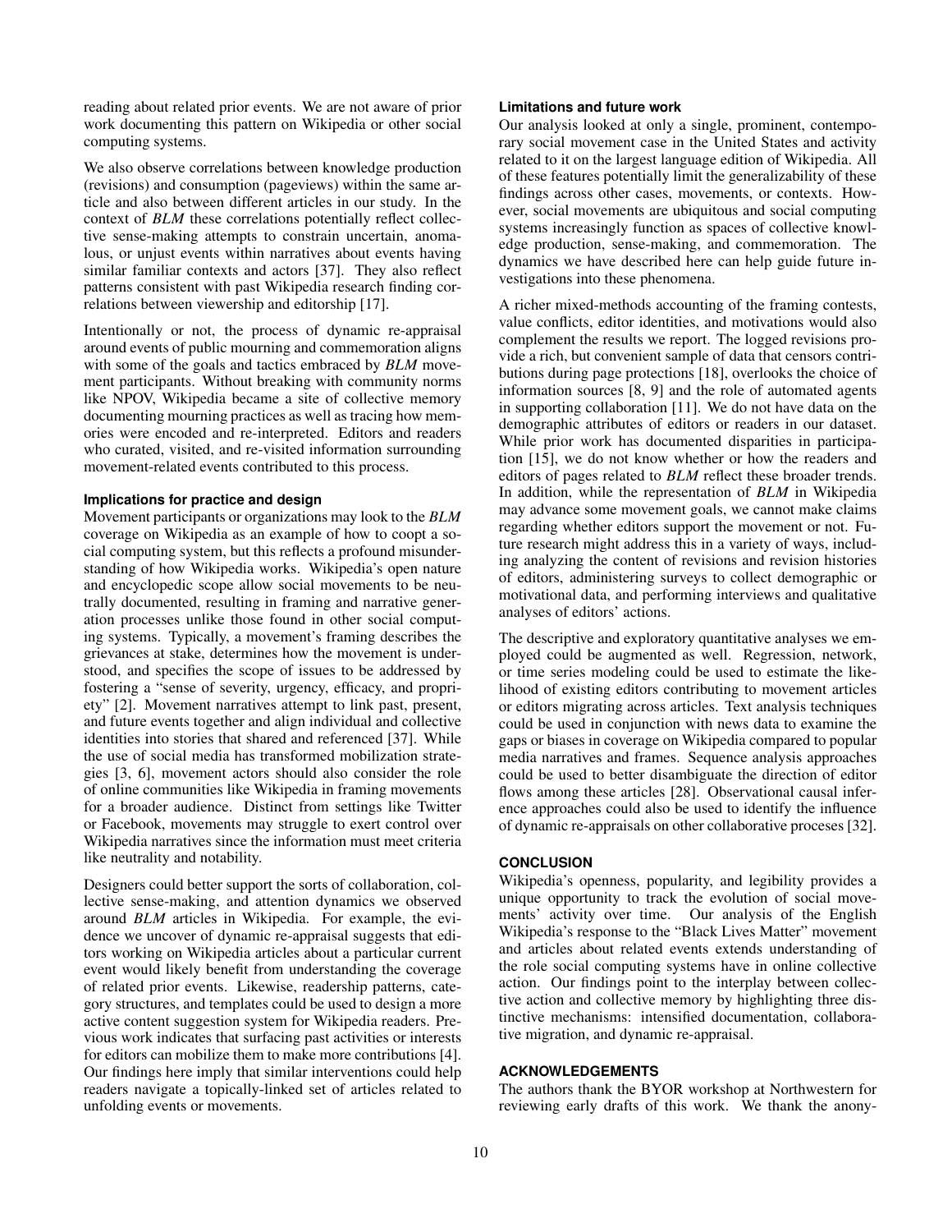reading about related prior events. We are not aware of prior work documenting this pattern on Wikipedia or other social computing systems.

We also observe correlations between knowledge production (revisions) and consumption (pageviews) within the same article and also between different articles in our study. In the context of *BLM* these correlations potentially reflect collective sense-making attempts to constrain uncertain, anomalous, or unjust events within narratives about events having similar familiar contexts and actors [37]. They also reflect patterns consistent with past Wikipedia research finding correlations between viewership and editorship [17].

Intentionally or not, the process of dynamic re-appraisal around events of public mourning and commemoration aligns with some of the goals and tactics embraced by *BLM* movement participants. Without breaking with community norms like NPOV, Wikipedia became a site of collective memory documenting mourning practices as well as tracing how memories were encoded and re-interpreted. Editors and readers who curated, visited, and re-visited information surrounding movement-related events contributed to this process.

### Implications for practice and design

Movement participants or organizations may look to the *BLM* coverage on Wikipedia as an example of how to coopt a social computing system, but this reflects a profound misunderstanding of how Wikipedia works. Wikipedia's open nature and encyclopedic scope allow social movements to be neutrally documented, resulting in framing and narrative generation processes unlike those found in other social computing systems. Typically, a movement's framing describes the grievances at stake, determines how the movement is understood, and specifies the scope of issues to be addressed by fostering a "sense of severity, urgency, efficacy, and propriety" [2]. Movement narratives attempt to link past, present, and future events together and align individual and collective identities into stories that shared and referenced [37]. While the use of social media has transformed mobilization strategies [3, 6], movement actors should also consider the role of online communities like Wikipedia in framing movements for a broader audience. Distinct from settings like Twitter or Facebook, movements may struggle to exert control over Wikipedia narratives since the information must meet criteria like neutrality and notability.

Designers could better support the sorts of collaboration, collective sense-making, and attention dynamics we observed around *BLM* articles in Wikipedia. For example, the evidence we uncover of dynamic re-appraisal suggests that editors working on Wikipedia articles about a particular current event would likely benefit from understanding the coverage of related prior events. Likewise, readership patterns, category structures, and templates could be used to design a more active content suggestion system for Wikipedia readers. Previous work indicates that surfacing past activities or interests for editors can mobilize them to make more contributions [4]. Our findings here imply that similar interventions could help readers navigate a topically-linked set of articles related to unfolding events or movements.

### Limitations and future work

Our analysis looked at only a single, prominent, contemporary social movement case in the United States and activity related to it on the largest language edition of Wikipedia. All of these features potentially limit the generalizability of these findings across other cases, movements, or contexts. However, social movements are ubiquitous and social computing systems increasingly function as spaces of collective knowledge production, sense-making, and commemoration. The dynamics we have described here can help guide future investigations into these phenomena.

A richer mixed-methods accounting of the framing contests, value conflicts, editor identities, and motivations would also complement the results we report. The logged revisions provide a rich, but convenient sample of data that censors contributions during page protections [18], overlooks the choice of information sources [8, 9] and the role of automated agents in supporting collaboration [11]. We do not have data on the demographic attributes of editors or readers in our dataset. While prior work has documented disparities in participation [15], we do not know whether or how the readers and editors of pages related to *BLM* reflect these broader trends. In addition, while the representation of *BLM* in Wikipedia may advance some movement goals, we cannot make claims regarding whether editors support the movement or not. Future research might address this in a variety of ways, including analyzing the content of revisions and revision histories of editors, administering surveys to collect demographic or motivational data, and performing interviews and qualitative analyses of editors' actions.

The descriptive and exploratory quantitative analyses we employed could be augmented as well. Regression, network, or time series modeling could be used to estimate the likelihood of existing editors contributing to movement articles or editors migrating across articles. Text analysis techniques could be used in conjunction with news data to examine the gaps or biases in coverage on Wikipedia compared to popular media narratives and frames. Sequence analysis approaches could be used to better disambiguate the direction of editor flows among these articles [28]. Observational causal inference approaches could also be used to identify the influence of dynamic re-appraisals on other collaborative proceses [32].

## CONCLUSION

Wikipedia's openness, popularity, and legibility provides a unique opportunity to track the evolution of social movements' activity over time. Our analysis of the English Wikipedia's response to the "Black Lives Matter" movement and articles about related events extends understanding of the role social computing systems have in online collective action. Our findings point to the interplay between collective action and collective memory by highlighting three distinctive mechanisms: intensified documentation, collaborative migration, and dynamic re-appraisal.

## ACKNOWLEDGEMENTS

The authors thank the BYOR workshop at Northwestern for reviewing early drafts of this work. We thank the anony-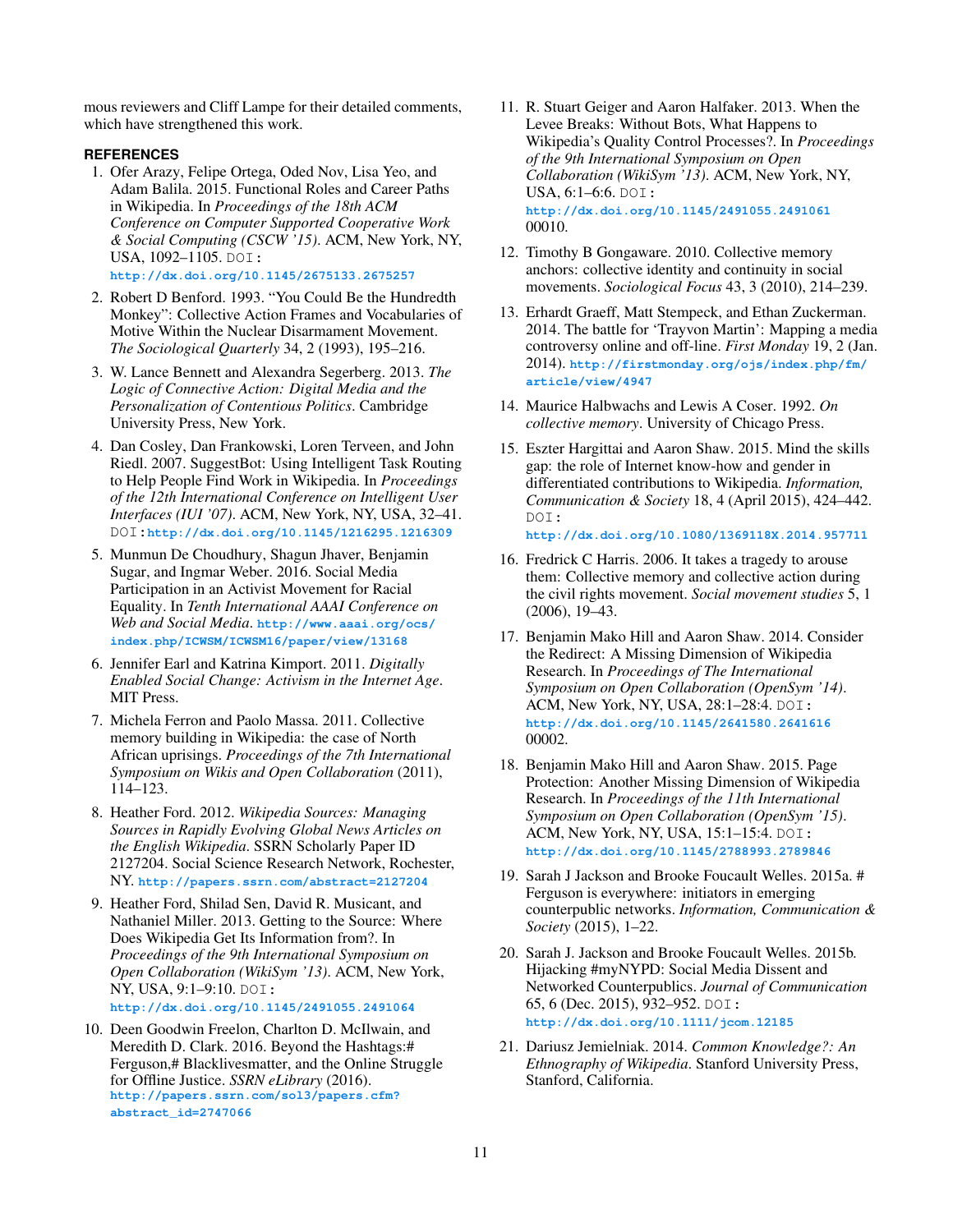mous reviewers and Cliff Lampe for their detailed comments, which have strengthened this work.

## REFERENCES

1. Ofer Arazy, Felipe Ortega, Oded Nov, Lisa Yeo, and Adam Balila. 2015. Functional Roles and Career Paths in Wikipedia. In *Proceedings of the 18th ACM Conference on Computer Supported Cooperative Work & Social Computing (CSCW '15)*. ACM, New York, NY, USA, 1092–1105. DOI: http://dx.doi.org/10.1145/2675133.2675257
2. Robert D Benford. 1993. "You Could Be the Hundredth Monkey": Collective Action Frames and Vocabularies of Motive Within the Nuclear Disarmament Movement. *The Sociological Quarterly* 34, 2 (1993), 195–216.
3. W. Lance Bennett and Alexandra Segerberg. 2013. *The Logic of Connective Action: Digital Media and the Personalization of Contentious Politics*. Cambridge University Press, New York.
4. Dan Cosley, Dan Frankowski, Loren Terveen, and John Riedl. 2007. SuggestBot: Using Intelligent Task Routing to Help People Find Work in Wikipedia. In *Proceedings of the 12th International Conference on Intelligent User Interfaces (IUI '07)*. ACM, New York, NY, USA, 32–41. DOI: http://dx.doi.org/10.1145/1216295.1216309
5. Munmun De Choudhury, Shagun Jhaver, Benjamin Sugar, and Ingmar Weber. 2016. Social Media Participation in an Activist Movement for Racial Equality. In *Tenth International AAAI Conference on Web and Social Media*. http://www.aaai.org/ocs/index.php/ICWSM/ICWSM16/paper/view/13168
6. Jennifer Earl and Katrina Kimport. 2011. *Digitally Enabled Social Change: Activism in the Internet Age*. MIT Press.
7. Michela Ferron and Paolo Massa. 2011. Collective memory building in Wikipedia: the case of North African uprisings. *Proceedings of the 7th International Symposium on Wikis and Open Collaboration* (2011), 114–123.
8. Heather Ford. 2012. *Wikipedia Sources: Managing Sources in Rapidly Evolving Global News Articles on the English Wikipedia*. SSRN Scholarly Paper ID 2127204. Social Science Research Network, Rochester, NY. http://papers.ssrn.com/abstract=2127204
9. Heather Ford, Shilad Sen, David R. Musicant, and Nathaniel Miller. 2013. Getting to the Source: Where Does Wikipedia Get Its Information from?. In *Proceedings of the 9th International Symposium on Open Collaboration (WikiSym '13)*. ACM, New York, NY, USA, 9:1–9:10. DOI: http://dx.doi.org/10.1145/2491055.2491064
10. Deen Goodwin Freelon, Charlton D. McIlwain, and Meredith D. Clark. 2016. Beyond the Hashtags:# Ferguson,# Blacklivesmatter, and the Online Struggle for Offline Justice. *SSRN eLibrary* (2016). http://papers.ssrn.com/sol3/papers.cfm?abstract_id=2747066
11. R. Stuart Geiger and Aaron Halfaker. 2013. When the Levee Breaks: Without Bots, What Happens to Wikipedia's Quality Control Processes?. In *Proceedings of the 9th International Symposium on Open Collaboration (WikiSym '13)*. ACM, New York, NY, USA, 6:1–6:6. DOI: http://dx.doi.org/10.1145/2491055.2491061 00010.
12. Timothy B Gongaware. 2010. Collective memory anchors: collective identity and continuity in social movements. *Sociological Focus* 43, 3 (2010), 214–239.
13. Erhardt Graeff, Matt Stempeck, and Ethan Zuckerman. 2014. The battle for 'Trayvon Martin': Mapping a media controversy online and off-line. *First Monday* 19, 2 (Jan. 2014). http://firstmonday.org/ojs/index.php/fm/article/view/4947
14. Maurice Halbwachs and Lewis A Coser. 1992. *On collective memory*. University of Chicago Press.
15. Eszter Hargittai and Aaron Shaw. 2015. Mind the skills gap: the role of Internet know-how and gender in differentiated contributions to Wikipedia. *Information, Communication & Society* 18, 4 (April 2015), 424–442. DOI: http://dx.doi.org/10.1080/1369118X.2014.957711
16. Fredrick C Harris. 2006. It takes a tragedy to arouse them: Collective memory and collective action during the civil rights movement. *Social movement studies* 5, 1 (2006), 19–43.
17. Benjamin Mako Hill and Aaron Shaw. 2014. Consider the Redirect: A Missing Dimension of Wikipedia Research. In *Proceedings of The International Symposium on Open Collaboration (OpenSym '14)*. ACM, New York, NY, USA, 28:1–28:4. DOI: http://dx.doi.org/10.1145/2641580.2641616 00002.
18. Benjamin Mako Hill and Aaron Shaw. 2015. Page Protection: Another Missing Dimension of Wikipedia Research. In *Proceedings of the 11th International Symposium on Open Collaboration (OpenSym '15)*. ACM, New York, NY, USA, 15:1–15:4. DOI: http://dx.doi.org/10.1145/2788993.2789846
19. Sarah J Jackson and Brooke Foucault Welles. 2015a. # Ferguson is everywhere: initiators in emerging counterpublic networks. *Information, Communication & Society* (2015), 1–22.
20. Sarah J. Jackson and Brooke Foucault Welles. 2015b. Hijacking #myNYPD: Social Media Dissent and Networked Counterpublics. *Journal of Communication* 65, 6 (Dec. 2015), 932–952. DOI: http://dx.doi.org/10.1111/jcom.12185
21. Dariusz Jemielniak. 2014. *Common Knowledge?: An Ethnography of Wikipedia*. Stanford University Press, Stanford, California.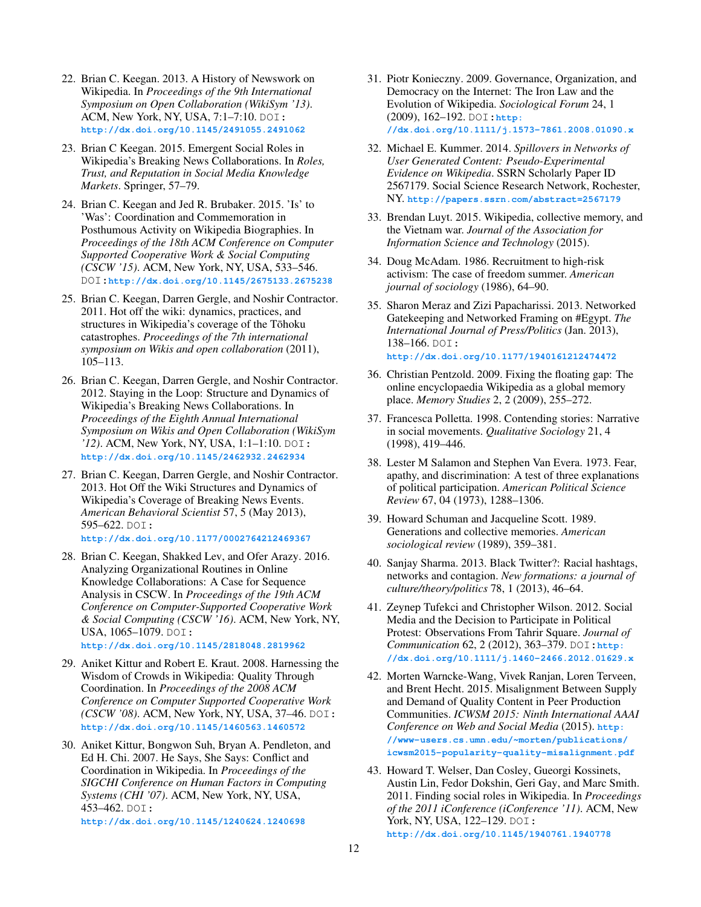22. Brian C. Keegan. 2013. A History of Newswork on Wikipedia. In *Proceedings of the 9th International Symposium on Open Collaboration (WikiSym '13)*. ACM, New York, NY, USA, 7:1–7:10. DOI: http://dx.doi.org/10.1145/2491055.2491062

23. Brian C Keegan. 2015. Emergent Social Roles in Wikipedia's Breaking News Collaborations. In *Roles, Trust, and Reputation in Social Media Knowledge Markets*. Springer, 57–79.

24. Brian C. Keegan and Jed R. Brubaker. 2015. 'Is' to 'Was': Coordination and Commemoration in Posthumous Activity on Wikipedia Biographies. In *Proceedings of the 18th ACM Conference on Computer Supported Cooperative Work & Social Computing (CSCW '15)*. ACM, New York, NY, USA, 533–546. DOI: http://dx.doi.org/10.1145/2675133.2675238

25. Brian C. Keegan, Darren Gergle, and Noshir Contractor. 2011. Hot off the wiki: dynamics, practices, and structures in Wikipedia's coverage of the Tōhoku catastrophes. *Proceedings of the 7th international symposium on Wikis and open collaboration* (2011), 105–113.

26. Brian C. Keegan, Darren Gergle, and Noshir Contractor. 2012. Staying in the Loop: Structure and Dynamics of Wikipedia's Breaking News Collaborations. In *Proceedings of the Eighth Annual International Symposium on Wikis and Open Collaboration (WikiSym '12)*. ACM, New York, NY, USA, 1:1–1:10. DOI: http://dx.doi.org/10.1145/2462932.2462934

27. Brian C. Keegan, Darren Gergle, and Noshir Contractor. 2013. Hot Off the Wiki Structures and Dynamics of Wikipedia's Coverage of Breaking News Events. *American Behavioral Scientist* 57, 5 (May 2013), 595–622. DOI: http://dx.doi.org/10.1177/0002764212469367

28. Brian C. Keegan, Shakked Lev, and Ofer Arazy. 2016. Analyzing Organizational Routines in Online Knowledge Collaborations: A Case for Sequence Analysis in CSCW. In *Proceedings of the 19th ACM Conference on Computer-Supported Cooperative Work & Social Computing (CSCW '16)*. ACM, New York, NY, USA, 1065–1079. DOI: http://dx.doi.org/10.1145/2818048.2819962

29. Aniket Kittur and Robert E. Kraut. 2008. Harnessing the Wisdom of Crowds in Wikipedia: Quality Through Coordination. In *Proceedings of the 2008 ACM Conference on Computer Supported Cooperative Work (CSCW '08)*. ACM, New York, NY, USA, 37–46. DOI: http://dx.doi.org/10.1145/1460563.1460572

30. Aniket Kittur, Bongwon Suh, Bryan A. Pendleton, and Ed H. Chi. 2007. He Says, She Says: Conflict and Coordination in Wikipedia. In *Proceedings of the SIGCHI Conference on Human Factors in Computing Systems (CHI '07)*. ACM, New York, NY, USA, 453–462. DOI: http://dx.doi.org/10.1145/1240624.1240698

31. Piotr Konieczny. 2009. Governance, Organization, and Democracy on the Internet: The Iron Law and the Evolution of Wikipedia. *Sociological Forum* 24, 1 (2009), 162–192. DOI: http://dx.doi.org/10.1111/j.1573-7861.2008.01090.x

32. Michael E. Kummer. 2014. *Spillovers in Networks of User Generated Content: Pseudo-Experimental Evidence on Wikipedia*. SSRN Scholarly Paper ID 2567179. Social Science Research Network, Rochester, NY. http://papers.ssrn.com/abstract=2567179

33. Brendan Luyt. 2015. Wikipedia, collective memory, and the Vietnam war. *Journal of the Association for Information Science and Technology* (2015).

34. Doug McAdam. 1986. Recruitment to high-risk activism: The case of freedom summer. *American journal of sociology* (1986), 64–90.

35. Sharon Meraz and Zizi Papacharissi. 2013. Networked Gatekeeping and Networked Framing on #Egypt. *The International Journal of Press/Politics* (Jan. 2013), 138–166. DOI: http://dx.doi.org/10.1177/1940161212474472

36. Christian Pentzold. 2009. Fixing the floating gap: The online encyclopaedia Wikipedia as a global memory place. *Memory Studies* 2, 2 (2009), 255–272.

37. Francesca Polletta. 1998. Contending stories: Narrative in social movements. *Qualitative Sociology* 21, 4 (1998), 419–446.

38. Lester M Salamon and Stephen Van Evera. 1973. Fear, apathy, and discrimination: A test of three explanations of political participation. *American Political Science Review* 67, 04 (1973), 1288–1306.

39. Howard Schuman and Jacqueline Scott. 1989. Generations and collective memories. *American sociological review* (1989), 359–381.

40. Sanjay Sharma. 2013. Black Twitter?: Racial hashtags, networks and contagion. *New formations: a journal of culture/theory/politics* 78, 1 (2013), 46–64.

41. Zeynep Tufekci and Christopher Wilson. 2012. Social Media and the Decision to Participate in Political Protest: Observations From Tahrir Square. *Journal of Communication* 62, 2 (2012), 363–379. DOI: http://dx.doi.org/10.1111/j.1460-2466.2012.01629.x

42. Morten Warncke-Wang, Vivek Ranjan, Loren Terveen, and Brent Hecht. 2015. Misalignment Between Supply and Demand of Quality Content in Peer Production Communities. *ICWSM 2015: Ninth International AAAI Conference on Web and Social Media* (2015). http://www-users.cs.umn.edu/~morten/publications/icwsm2015-popularity-quality-misalignment.pdf

43. Howard T. Welser, Dan Cosley, Gueorgi Kossinets, Austin Lin, Fedor Dokshin, Geri Gay, and Marc Smith. 2011. Finding social roles in Wikipedia. In *Proceedings of the 2011 iConference (iConference '11)*. ACM, New York, NY, USA, 122–129. DOI: http://dx.doi.org/10.1145/1940761.1940778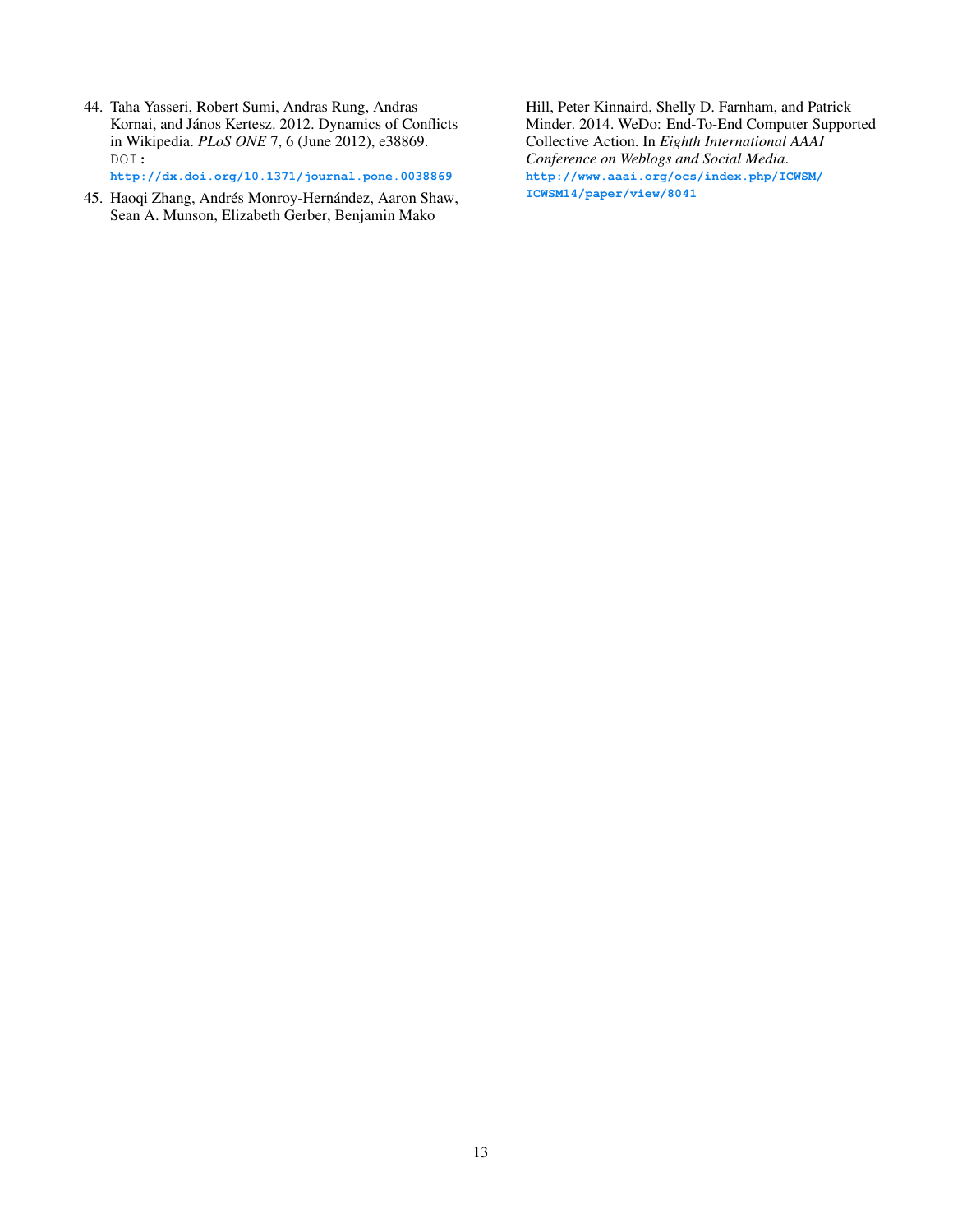44. Taha Yasseri, Robert Sumi, Andras Rung, Andras Kornai, and János Kertesz. 2012. Dynamics of Conflicts in Wikipedia. *PLoS ONE* 7, 6 (June 2012), e38869. DOI: http://dx.doi.org/10.1371/journal.pone.0038869

45. Haoqi Zhang, Andrés Monroy-Hernández, Aaron Shaw, Sean A. Munson, Elizabeth Gerber, Benjamin Mako Hill, Peter Kinnaird, Shelly D. Farnham, and Patrick Minder. 2014. WeDo: End-To-End Computer Supported Collective Action. In *Eighth International AAAI Conference on Weblogs and Social Media*. http://www.aaai.org/ocs/index.php/ICWSM/ICWSM14/paper/view/8041